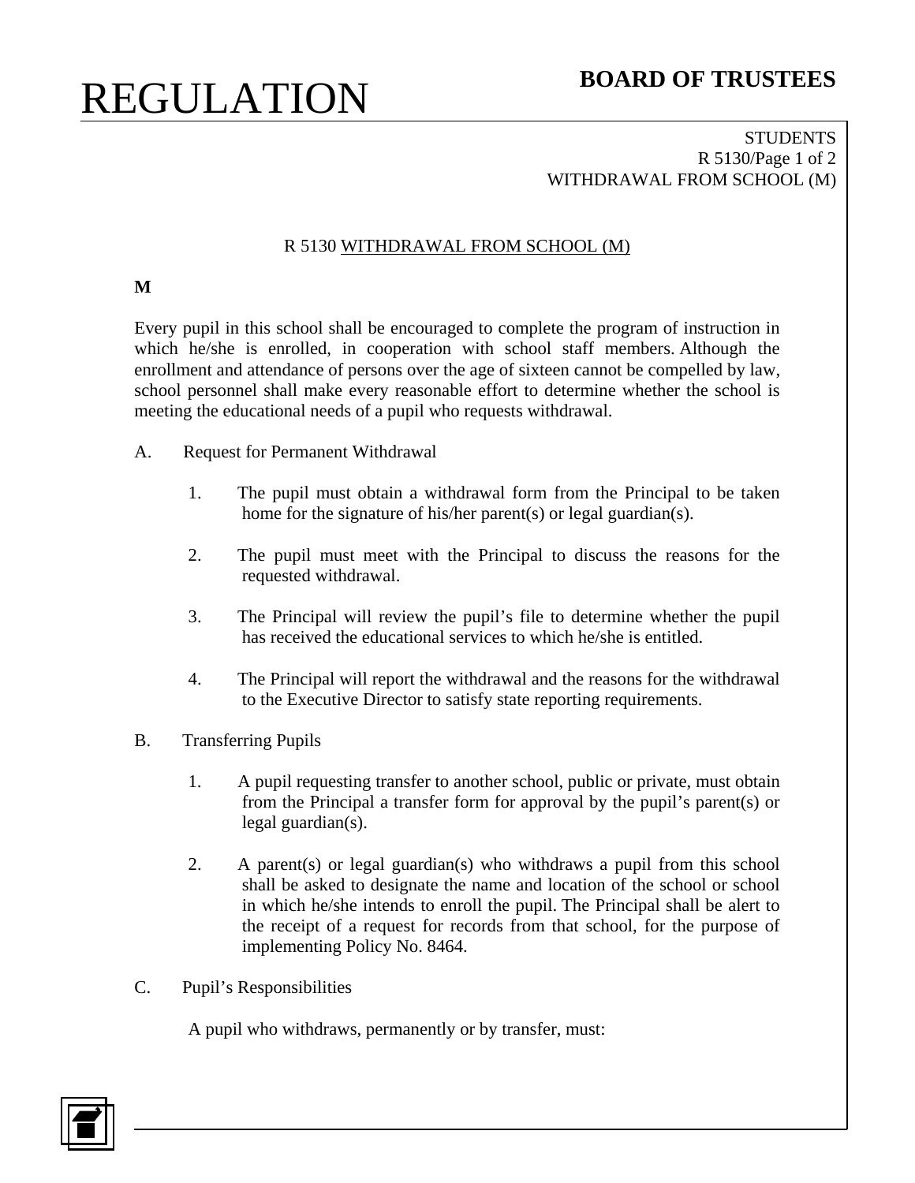# REGULATION

**BOARD OF TRUSTEES**

STUDENTS
WITHDRAWAL FROM SCHOOL (M)

## R 5130 WITHDRAWAL FROM SCHOOL (M)

**M**

Every pupil in this school shall be encouraged to complete the program of instruction in which he/she is enrolled, in cooperation with school staff members. Although the enrollment and attendance of persons over the age of sixteen cannot be compelled by law, school personnel shall make every reasonable effort to determine whether the school is meeting the educational needs of a pupil who requests withdrawal.

A. Request for Permanent Withdrawal

1. The pupil must obtain a withdrawal form from the Principal to be taken home for the signature of his/her parent(s) or legal guardian(s).

2. The pupil must meet with the Principal to discuss the reasons for the requested withdrawal.

3. The Principal will review the pupil's file to determine whether the pupil has received the educational services to which he/she is entitled.

4. The Principal will report the withdrawal and the reasons for the withdrawal to the Executive Director to satisfy state reporting requirements.

B. Transferring Pupils

1. A pupil requesting transfer to another school, public or private, must obtain from the Principal a transfer form for approval by the pupil's parent(s) or legal guardian(s).

2. A parent(s) or legal guardian(s) who withdraws a pupil from this school shall be asked to designate the name and location of the school or school in which he/she intends to enroll the pupil. The Principal shall be alert to the receipt of a request for records from that school, for the purpose of implementing Policy No. 8464.

C. Pupil's Responsibilities

A pupil who withdraws, permanently or by transfer, must: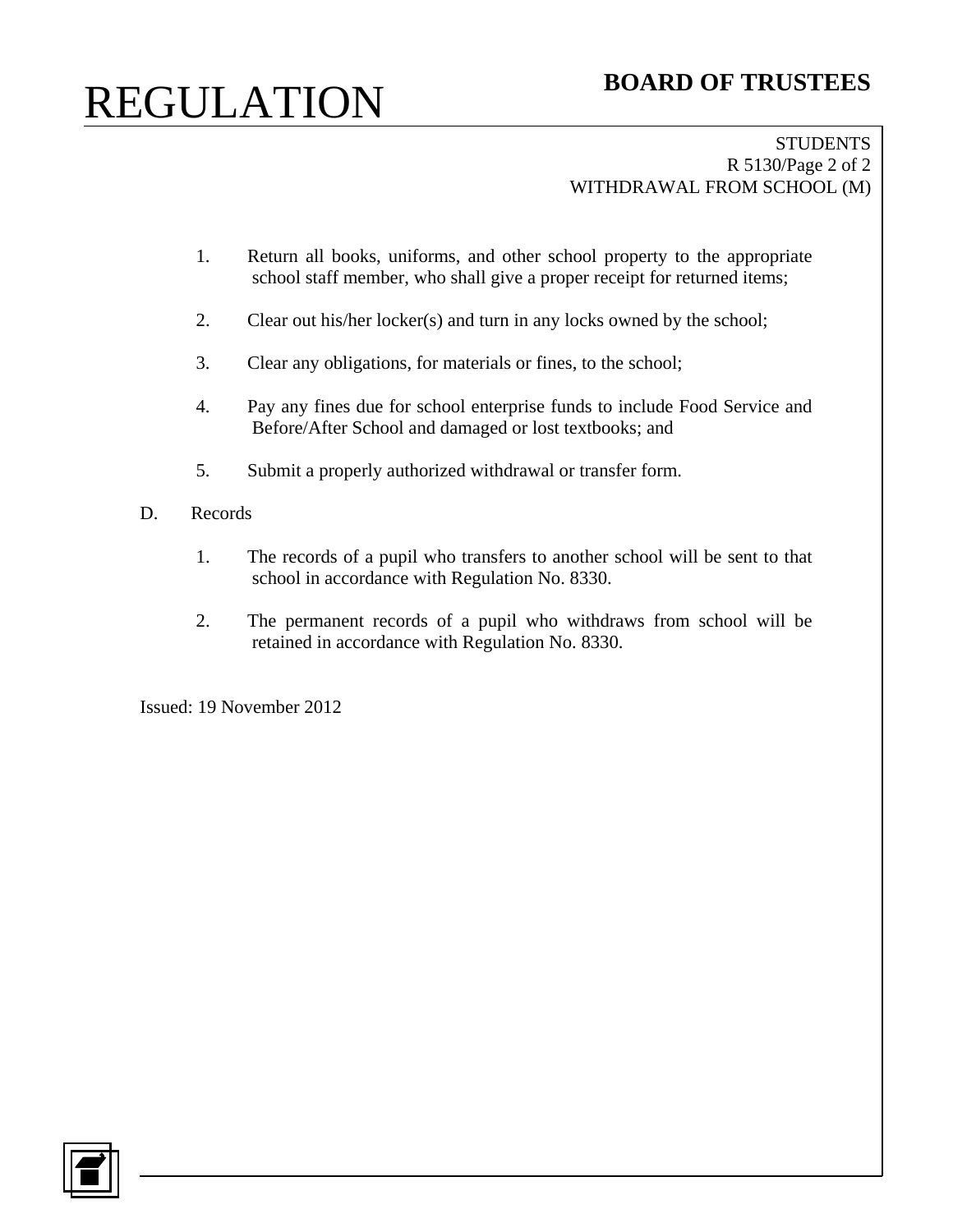1. Return all books, uniforms, and other school property to the appropriate school staff member, who shall give a proper receipt for returned items;

2. Clear out his/her locker(s) and turn in any locks owned by the school;

3. Clear any obligations, for materials or fines, to the school;

4. Pay any fines due for school enterprise funds to include Food Service and Before/After School and damaged or lost textbooks; and

5. Submit a properly authorized withdrawal or transfer form.

D. Records

1. The records of a pupil who transfers to another school will be sent to that school in accordance with Regulation No. 8330.

2. The permanent records of a pupil who withdraws from school will be retained in accordance with Regulation No. 8330.

Issued: 19 November 2012